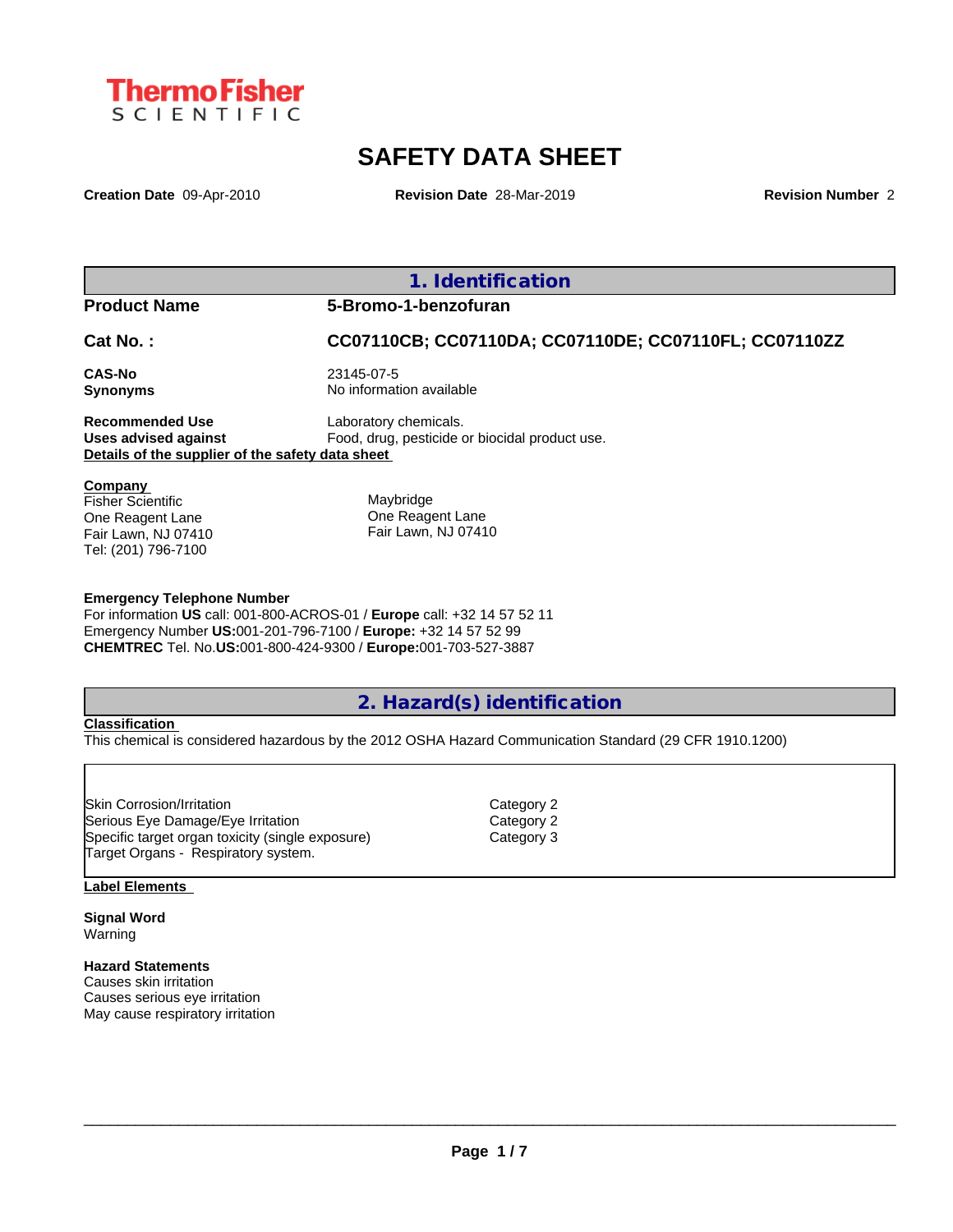Thermo Fisher SCIENTIFIC

# SAFETY DATA SHEET

**Creation Date** 09-Apr-2010 **Revision Date** 28-Mar-2019 **Revision Number** 2

## 1. Identification

| | |
|---|---|
| **Product Name** | **5-Bromo-1-benzofuran** |
| **Cat No. :** | **CC07110CB; CC07110DA; CC07110DE; CC07110FL; CC07110ZZ** |
| **CAS-No** | 23145-07-5 |
| **Synonyms** | No information available |
| **Recommended Use** | Laboratory chemicals. |
| **Uses advised against** | Food, drug, pesticide or biocidal product use. |

**Details of the supplier of the safety data sheet**

**Company**
Fisher Scientific
One Reagent Lane
Fair Lawn, NJ 07410
Tel: (201) 796-7100

Maybridge
One Reagent Lane
Fair Lawn, NJ 07410

**Emergency Telephone Number**
For information **US** call: 001-800-ACROS-01 / **Europe** call: +32 14 57 52 11
Emergency Number **US:**001-201-796-7100 / **Europe:** +32 14 57 52 99
**CHEMTREC** Tel. No.**US:**001-800-424-9300 / **Europe:**001-703-527-3887

## 2. Hazard(s) identification

**Classification**
This chemical is considered hazardous by the 2012 OSHA Hazard Communication Standard (29 CFR 1910.1200)

| | |
|---|---|
| Skin Corrosion/Irritation | Category 2 |
| Serious Eye Damage/Eye Irritation | Category 2 |
| Specific target organ toxicity (single exposure) | Category 3 |
| Target Organs - Respiratory system. | |

**Label Elements**

**Signal Word**
Warning

**Hazard Statements**
Causes skin irritation
Causes serious eye irritation
May cause respiratory irritation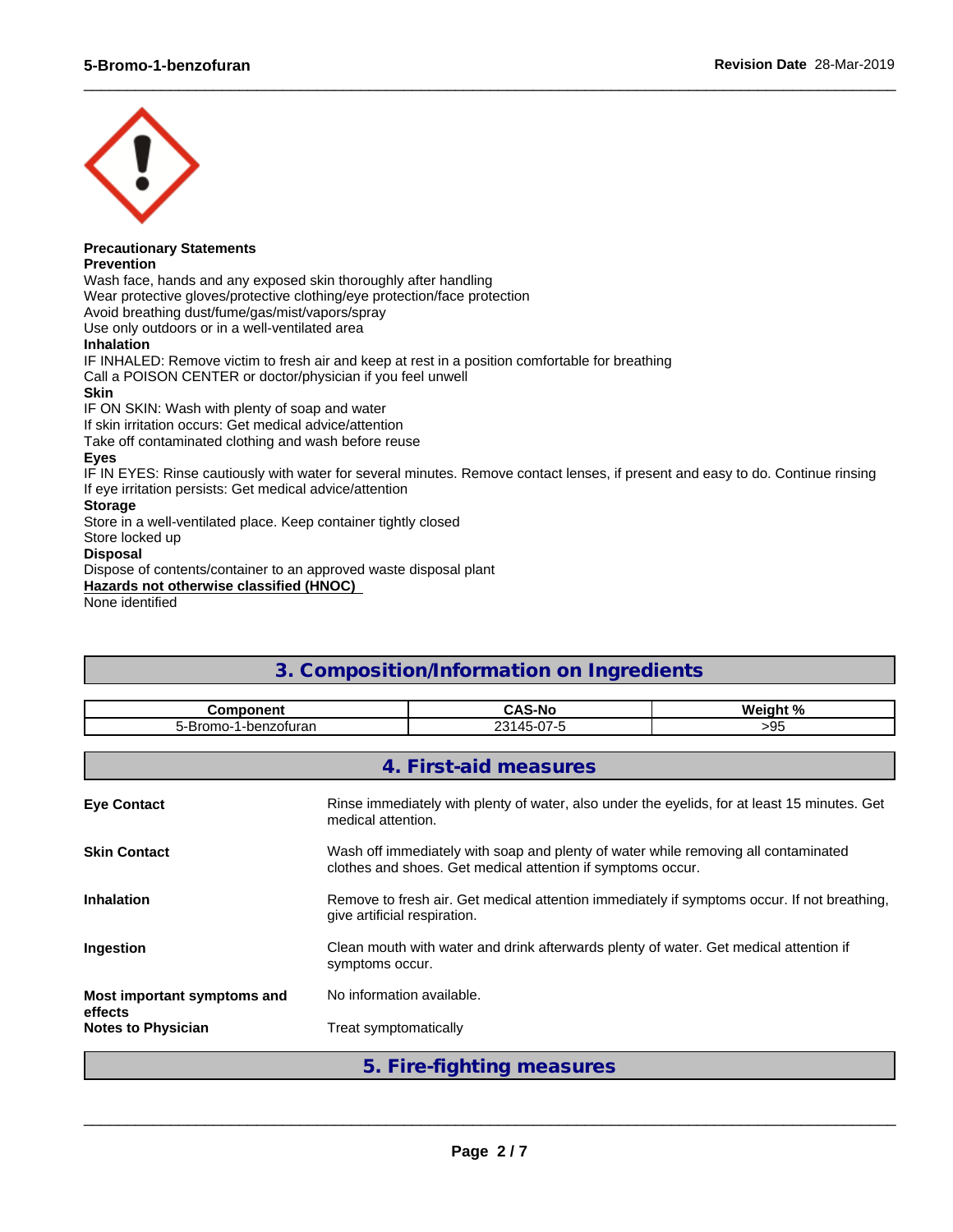**Precautionary Statements**

**Prevention**

Wash face, hands and any exposed skin thoroughly after handling
Wear protective gloves/protective clothing/eye protection/face protection
Avoid breathing dust/fume/gas/mist/vapors/spray
Use only outdoors or in a well-ventilated area

**Inhalation**

IF INHALED: Remove victim to fresh air and keep at rest in a position comfortable for breathing
Call a POISON CENTER or doctor/physician if you feel unwell

**Skin**

IF ON SKIN: Wash with plenty of soap and water
If skin irritation occurs: Get medical advice/attention
Take off contaminated clothing and wash before reuse

**Eyes**

IF IN EYES: Rinse cautiously with water for several minutes. Remove contact lenses, if present and easy to do. Continue rinsing
If eye irritation persists: Get medical advice/attention

**Storage**

Store in a well-ventilated place. Keep container tightly closed
Store locked up

**Disposal**

Dispose of contents/container to an approved waste disposal plant

**Hazards not otherwise classified (HNOC)**

None identified

## 3. Composition/Information on Ingredients

| Component | CAS-No | Weight % |
| --- | --- | --- |
| 5-Bromo-1-benzofuran | 23145-07-5 | >95 |

## 4. First-aid measures

| | |
| --- | --- |
| **Eye Contact** | Rinse immediately with plenty of water, also under the eyelids, for at least 15 minutes. Get medical attention. |
| **Skin Contact** | Wash off immediately with soap and plenty of water while removing all contaminated clothes and shoes. Get medical attention if symptoms occur. |
| **Inhalation** | Remove to fresh air. Get medical attention immediately if symptoms occur. If not breathing, give artificial respiration. |
| **Ingestion** | Clean mouth with water and drink afterwards plenty of water. Get medical attention if symptoms occur. |
| **Most important symptoms and effects** | No information available. |
| **Notes to Physician** | Treat symptomatically |

## 5. Fire-fighting measures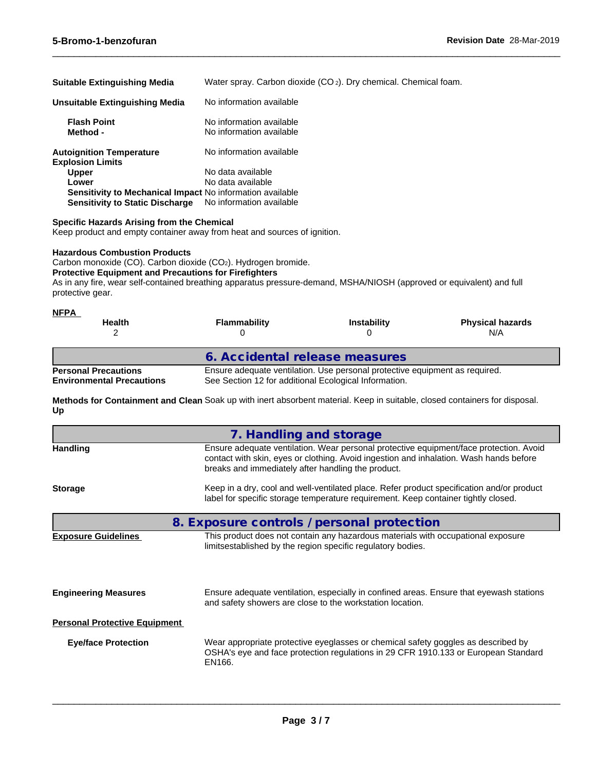**Suitable Extinguishing Media** Water spray. Carbon dioxide ($CO_2$). Dry chemical. Chemical foam.

**Unsuitable Extinguishing Media** No information available

**Flash Point** No information available
**Method -** No information available

**Autoignition Temperature** No information available
**Explosion Limits**
**Upper** No data available
**Lower** No data available
**Sensitivity to Mechanical Impact** No information available
**Sensitivity to Static Discharge** No information available

**Specific Hazards Arising from the Chemical**
Keep product and empty container away from heat and sources of ignition.

**Hazardous Combustion Products**
Carbon monoxide (CO). Carbon dioxide ($CO_2$). Hydrogen bromide.
**Protective Equipment and Precautions for Firefighters**
As in any fire, wear self-contained breathing apparatus pressure-demand, MSHA/NIOSH (approved or equivalent) and full protective gear.

**NFPA**

| Health | Flammability | Instability | Physical hazards |
|---|---|---|---|
| 2 | 0 | 0 | N/A |

## 6. Accidental release measures

**Personal Precautions** Ensure adequate ventilation. Use personal protective equipment as required.
**Environmental Precautions** See Section 12 for additional Ecological Information.

**Methods for Containment and Clean Up** Soak up with inert absorbent material. Keep in suitable, closed containers for disposal.

## 7. Handling and storage

**Handling** Ensure adequate ventilation. Wear personal protective equipment/face protection. Avoid contact with skin, eyes or clothing. Avoid ingestion and inhalation. Wash hands before breaks and immediately after handling the product.

**Storage** Keep in a dry, cool and well-ventilated place. Refer product specification and/or product label for specific storage temperature requirement. Keep container tightly closed.

## 8. Exposure controls / personal protection

**Exposure Guidelines** This product does not contain any hazardous materials with occupational exposure limitsestablished by the region specific regulatory bodies.

**Engineering Measures** Ensure adequate ventilation, especially in confined areas. Ensure that eyewash stations and safety showers are close to the workstation location.

**Personal Protective Equipment**

**Eye/face Protection** Wear appropriate protective eyeglasses or chemical safety goggles as described by OSHA's eye and face protection regulations in 29 CFR 1910.133 or European Standard EN166.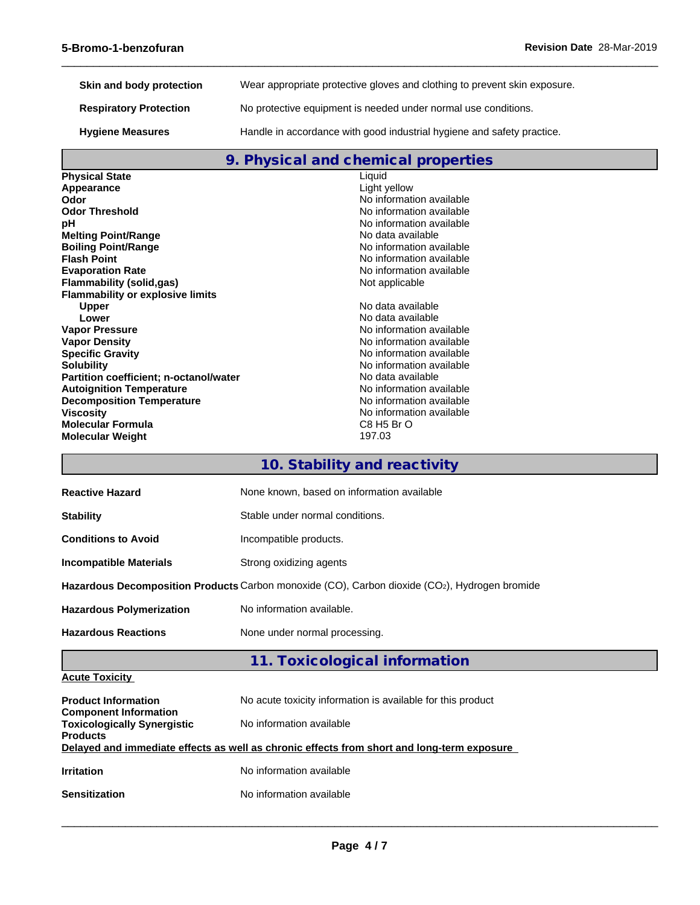| | |
|---|---|
| **Skin and body protection** | Wear appropriate protective gloves and clothing to prevent skin exposure. |
| **Respiratory Protection** | No protective equipment is needed under normal use conditions. |
| **Hygiene Measures** | Handle in accordance with good industrial hygiene and safety practice. |

## 9. Physical and chemical properties

| | |
|---|---|
| **Physical State** | Liquid |
| **Appearance** | Light yellow |
| **Odor** | No information available |
| **Odor Threshold** | No information available |
| **pH** | No information available |
| **Melting Point/Range** | No data available |
| **Boiling Point/Range** | No information available |
| **Flash Point** | No information available |
| **Evaporation Rate** | No information available |
| **Flammability (solid,gas)** | Not applicable |
| **Flammability or explosive limits** | |
| **Upper** | No data available |
| **Lower** | No data available |
| **Vapor Pressure** | No information available |
| **Vapor Density** | No information available |
| **Specific Gravity** | No information available |
| **Solubility** | No information available |
| **Partition coefficient; n-octanol/water** | No data available |
| **Autoignition Temperature** | No information available |
| **Decomposition Temperature** | No information available |
| **Viscosity** | No information available |
| **Molecular Formula** | C8 H5 Br O |
| **Molecular Weight** | 197.03 |

## 10. Stability and reactivity

| | |
|---|---|
| **Reactive Hazard** | None known, based on information available |
| **Stability** | Stable under normal conditions. |
| **Conditions to Avoid** | Incompatible products. |
| **Incompatible Materials** | Strong oxidizing agents |
| **Hazardous Decomposition Products** | Carbon monoxide (CO), Carbon dioxide ($CO_2$), Hydrogen bromide |
| **Hazardous Polymerization** | No information available. |
| **Hazardous Reactions** | None under normal processing. |

## 11. Toxicological information

**Acute Toxicity**

| | |
|---|---|
| **Product Information** | No acute toxicity information is available for this product |
| **Component Information** | |
| **Toxicologically Synergistic Products** | No information available |

**Delayed and immediate effects as well as chronic effects from short and long-term exposure**

| | |
|---|---|
| **Irritation** | No information available |
| **Sensitization** | No information available |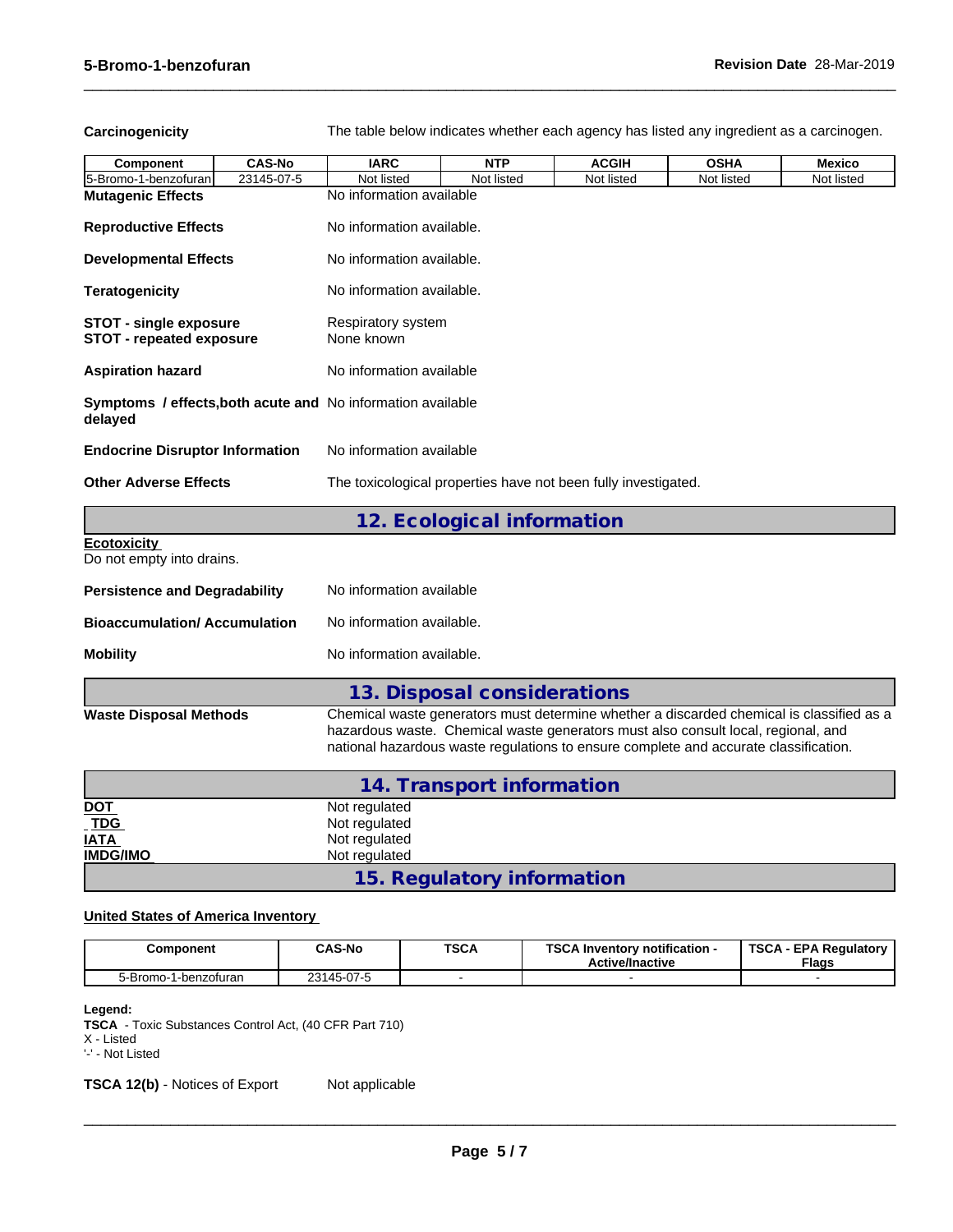**Carcinogenicity** The table below indicates whether each agency has listed any ingredient as a carcinogen.

| Component | CAS-No | IARC | NTP | ACGIH | OSHA | Mexico |
|---|---|---|---|---|---|---|
| 5-Bromo-1-benzofuran | 23145-07-5 | Not listed | Not listed | Not listed | Not listed | Not listed |

**Mutagenic Effects** No information available

**Reproductive Effects** No information available.

**Developmental Effects** No information available.

**Teratogenicity** No information available.

**STOT - single exposure** Respiratory system
**STOT - repeated exposure** None known

**Aspiration hazard** No information available

**Symptoms / effects,both acute and delayed** No information available

**Endocrine Disruptor Information** No information available

**Other Adverse Effects** The toxicological properties have not been fully investigated.

## 12. Ecological information

**Ecotoxicity**
Do not empty into drains.

**Persistence and Degradability** No information available

**Bioaccumulation/ Accumulation** No information available.

**Mobility** No information available.

## 13. Disposal considerations

**Waste Disposal Methods** Chemical waste generators must determine whether a discarded chemical is classified as a hazardous waste. Chemical waste generators must also consult local, regional, and national hazardous waste regulations to ensure complete and accurate classification.

## 14. Transport information

**DOT** Not regulated
**TDG** Not regulated
**IATA** Not regulated
**IMDG/IMO** Not regulated

## 15. Regulatory information

**United States of America Inventory**

| Component | CAS-No | TSCA | TSCA Inventory notification - Active/Inactive | TSCA - EPA Regulatory Flags |
|---|---|---|---|---|
| 5-Bromo-1-benzofuran | 23145-07-5 | - | - | - |

**Legend:**
**TSCA** - Toxic Substances Control Act, (40 CFR Part 710)
X - Listed
'-' - Not Listed

**TSCA 12(b)** - Notices of Export Not applicable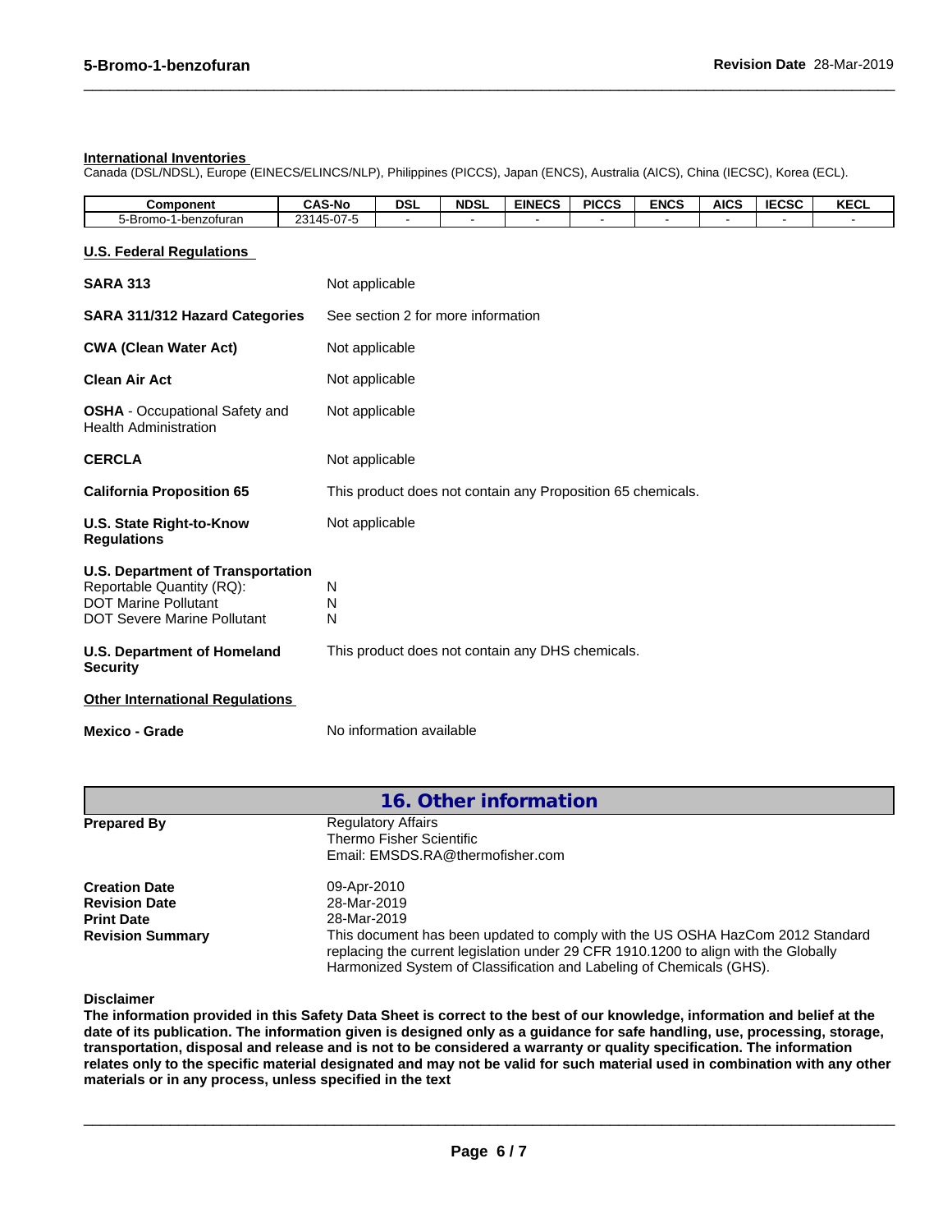**International Inventories**
Canada (DSL/NDSL), Europe (EINECS/ELINCS/NLP), Philippines (PICCS), Japan (ENCS), Australia (AICS), China (IECSC), Korea (ECL).

| Component | CAS-No | DSL | NDSL | EINECS | PICCS | ENCS | AICS | IECSC | KECL |
|---|---|---|---|---|---|---|---|---|---|
| 5-Bromo-1-benzofuran | 23145-07-5 | - | - | - | - | - | - | - | - |

**U.S. Federal Regulations**

| | |
|---|---|
| **SARA 313** | Not applicable |
| **SARA 311/312 Hazard Categories** | See section 2 for more information |
| **CWA (Clean Water Act)** | Not applicable |
| **Clean Air Act** | Not applicable |
| **OSHA** - Occupational Safety and Health Administration | Not applicable |
| **CERCLA** | Not applicable |
| **California Proposition 65** | This product does not contain any Proposition 65 chemicals. |
| **U.S. State Right-to-Know Regulations** | Not applicable |

**U.S. Department of Transportation**

| | |
|---|---|
| Reportable Quantity (RQ): | N |
| DOT Marine Pollutant | N |
| DOT Severe Marine Pollutant | N |

| | |
|---|---|
| **U.S. Department of Homeland Security** | This product does not contain any DHS chemicals. |

**Other International Regulations**

| | |
|---|---|
| **Mexico - Grade** | No information available |

## 16. Other information

| | |
|---|---|
| **Prepared By** | Regulatory Affairs<br>Thermo Fisher Scientific<br>Email: EMSDS.RA@thermofisher.com |
| **Creation Date** | 09-Apr-2010 |
| **Revision Date** | 28-Mar-2019 |
| **Print Date** | 28-Mar-2019 |
| **Revision Summary** | This document has been updated to comply with the US OSHA HazCom 2012 Standard replacing the current legislation under 29 CFR 1910.1200 to align with the Globally Harmonized System of Classification and Labeling of Chemicals (GHS). |

**Disclaimer**

**The information provided in this Safety Data Sheet is correct to the best of our knowledge, information and belief at the date of its publication. The information given is designed only as a guidance for safe handling, use, processing, storage, transportation, disposal and release and is not to be considered a warranty or quality specification. The information relates only to the specific material designated and may not be valid for such material used in combination with any other materials or in any process, unless specified in the text**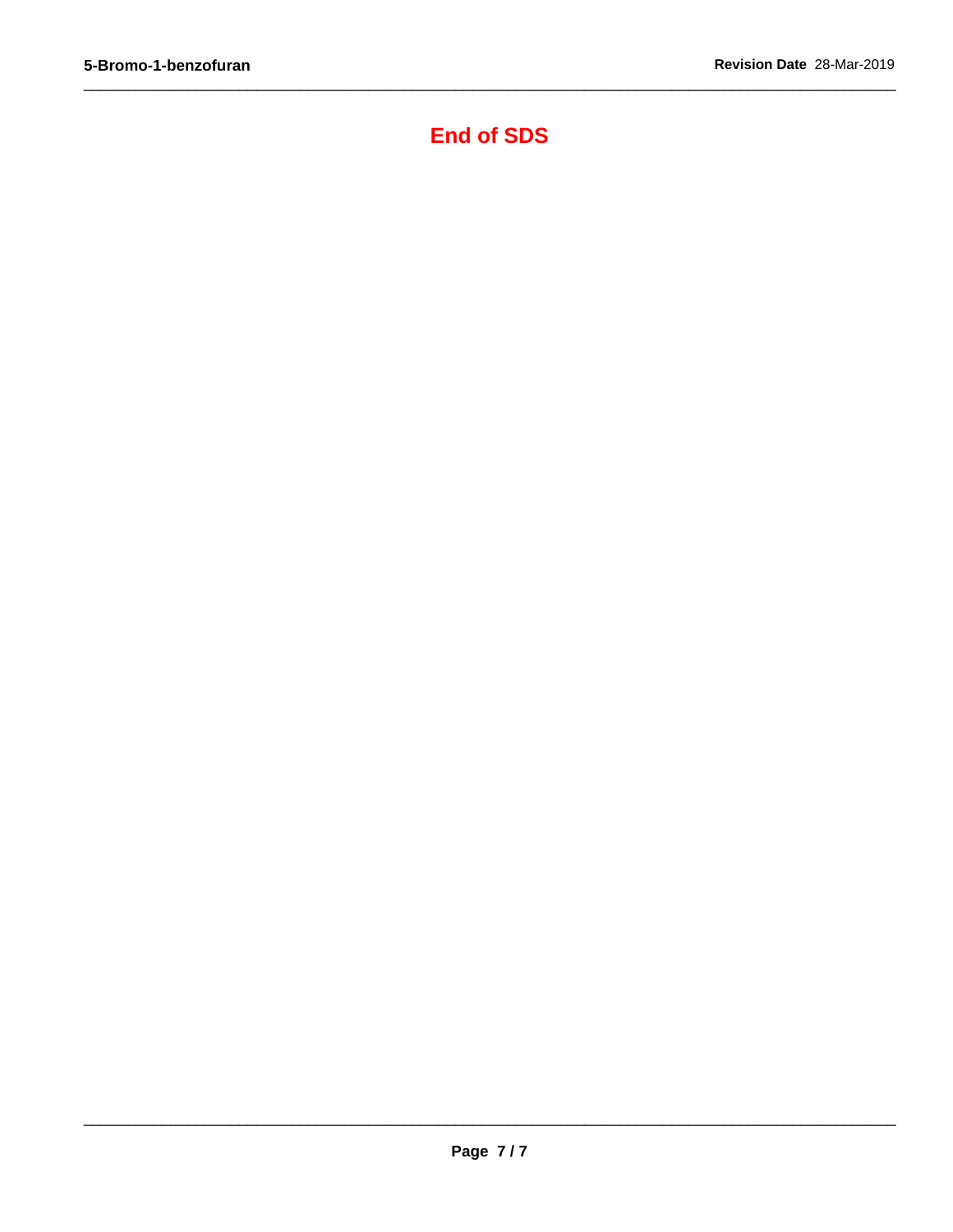**End of SDS**